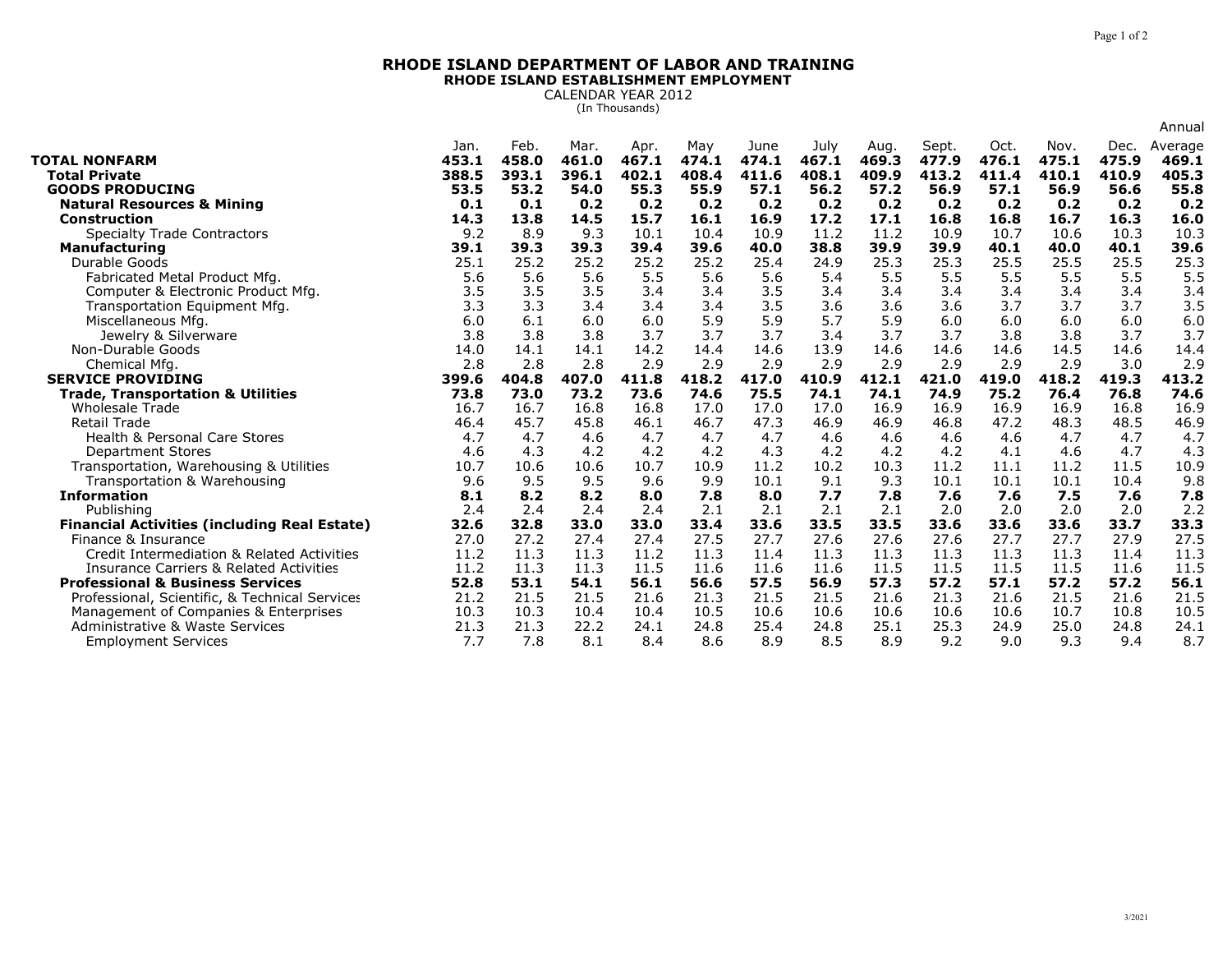# RHODE ISLAND DEPARTMENT OF LABOR AND TRAINING
## RHODE ISLAND ESTABLISHMENT EMPLOYMENT
CALENDAR YEAR 2012
(In Thousands)

| | Jan. | Feb. | Mar. | Apr. | May | June | July | Aug. | Sept. | Oct. | Nov. | Dec. | Annual Average |
|---|---|---|---|---|---|---|---|---|---|---|---|---|---|
| **TOTAL NONFARM** | **453.1** | **458.0** | **461.0** | **467.1** | **474.1** | **474.1** | **467.1** | **469.3** | **477.9** | **476.1** | **475.1** | **475.9** | **469.1** |
| **Total Private** | **388.5** | **393.1** | **396.1** | **402.1** | **408.4** | **411.6** | **408.1** | **409.9** | **413.2** | **411.4** | **410.1** | **410.9** | **405.3** |
| **GOODS PRODUCING** | **53.5** | **53.2** | **54.0** | **55.3** | **55.9** | **57.1** | **56.2** | **57.2** | **56.9** | **57.1** | **56.9** | **56.6** | **55.8** |
| **Natural Resources & Mining** | **0.1** | **0.1** | **0.2** | **0.2** | **0.2** | **0.2** | **0.2** | **0.2** | **0.2** | **0.2** | **0.2** | **0.2** | **0.2** |
| **Construction** | **14.3** | **13.8** | **14.5** | **15.7** | **16.1** | **16.9** | **17.2** | **17.1** | **16.8** | **16.8** | **16.7** | **16.3** | **16.0** |
| Specialty Trade Contractors | 9.2 | 8.9 | 9.3 | 10.1 | 10.4 | 10.9 | 11.2 | 11.2 | 10.9 | 10.7 | 10.6 | 10.3 | 10.3 |
| **Manufacturing** | **39.1** | **39.3** | **39.3** | **39.4** | **39.6** | **40.0** | **38.8** | **39.9** | **39.9** | **40.1** | **40.0** | **40.1** | **39.6** |
| Durable Goods | 25.1 | 25.2 | 25.2 | 25.2 | 25.2 | 25.4 | 24.9 | 25.3 | 25.3 | 25.5 | 25.5 | 25.5 | 25.3 |
| Fabricated Metal Product Mfg. | 5.6 | 5.6 | 5.6 | 5.5 | 5.6 | 5.6 | 5.4 | 5.5 | 5.5 | 5.5 | 5.5 | 5.5 | 5.5 |
| Computer & Electronic Product Mfg. | 3.5 | 3.5 | 3.5 | 3.4 | 3.4 | 3.5 | 3.4 | 3.4 | 3.4 | 3.4 | 3.4 | 3.4 | 3.4 |
| Transportation Equipment Mfg. | 3.3 | 3.3 | 3.4 | 3.4 | 3.4 | 3.5 | 3.6 | 3.6 | 3.6 | 3.7 | 3.7 | 3.7 | 3.5 |
| Miscellaneous Mfg. | 6.0 | 6.1 | 6.0 | 6.0 | 5.9 | 5.9 | 5.7 | 5.9 | 6.0 | 6.0 | 6.0 | 6.0 | 6.0 |
| Jewelry & Silverware | 3.8 | 3.8 | 3.8 | 3.7 | 3.7 | 3.7 | 3.4 | 3.7 | 3.7 | 3.8 | 3.8 | 3.7 | 3.7 |
| Non-Durable Goods | 14.0 | 14.1 | 14.1 | 14.2 | 14.4 | 14.6 | 13.9 | 14.6 | 14.6 | 14.6 | 14.5 | 14.6 | 14.4 |
| Chemical Mfg. | 2.8 | 2.8 | 2.8 | 2.9 | 2.9 | 2.9 | 2.9 | 2.9 | 2.9 | 2.9 | 2.9 | 3.0 | 2.9 |
| **SERVICE PROVIDING** | **399.6** | **404.8** | **407.0** | **411.8** | **418.2** | **417.0** | **410.9** | **412.1** | **421.0** | **419.0** | **418.2** | **419.3** | **413.2** |
| **Trade, Transportation & Utilities** | **73.8** | **73.0** | **73.2** | **73.6** | **74.6** | **75.5** | **74.1** | **74.1** | **74.9** | **75.2** | **76.4** | **76.8** | **74.6** |
| Wholesale Trade | 16.7 | 16.7 | 16.8 | 16.8 | 17.0 | 17.0 | 17.0 | 16.9 | 16.9 | 16.9 | 16.9 | 16.8 | 16.9 |
| Retail Trade | 46.4 | 45.7 | 45.8 | 46.1 | 46.7 | 47.3 | 46.9 | 46.9 | 46.8 | 47.2 | 48.3 | 48.5 | 46.9 |
| Health & Personal Care Stores | 4.7 | 4.7 | 4.6 | 4.7 | 4.7 | 4.7 | 4.6 | 4.6 | 4.6 | 4.6 | 4.7 | 4.7 | 4.7 |
| Department Stores | 4.6 | 4.3 | 4.2 | 4.2 | 4.2 | 4.3 | 4.2 | 4.2 | 4.2 | 4.1 | 4.6 | 4.7 | 4.3 |
| Transportation, Warehousing & Utilities | 10.7 | 10.6 | 10.6 | 10.7 | 10.9 | 11.2 | 10.2 | 10.3 | 11.2 | 11.1 | 11.2 | 11.5 | 10.9 |
| Transportation & Warehousing | 9.6 | 9.5 | 9.5 | 9.6 | 9.9 | 10.1 | 9.1 | 9.3 | 10.1 | 10.1 | 10.1 | 10.4 | 9.8 |
| **Information** | **8.1** | **8.2** | **8.2** | **8.0** | **7.8** | **8.0** | **7.7** | **7.8** | **7.6** | **7.6** | **7.5** | **7.6** | **7.8** |
| Publishing | 2.4 | 2.4 | 2.4 | 2.4 | 2.1 | 2.1 | 2.1 | 2.1 | 2.0 | 2.0 | 2.0 | 2.0 | 2.2 |
| **Financial Activities (including Real Estate)** | **32.6** | **32.8** | **33.0** | **33.0** | **33.4** | **33.6** | **33.5** | **33.5** | **33.6** | **33.6** | **33.6** | **33.7** | **33.3** |
| Finance & Insurance | 27.0 | 27.2 | 27.4 | 27.4 | 27.5 | 27.7 | 27.6 | 27.6 | 27.6 | 27.7 | 27.7 | 27.9 | 27.5 |
| Credit Intermediation & Related Activities | 11.2 | 11.3 | 11.3 | 11.2 | 11.3 | 11.4 | 11.3 | 11.3 | 11.3 | 11.3 | 11.3 | 11.4 | 11.3 |
| Insurance Carriers & Related Activities | 11.2 | 11.3 | 11.3 | 11.5 | 11.6 | 11.6 | 11.6 | 11.5 | 11.5 | 11.5 | 11.5 | 11.6 | 11.5 |
| **Professional & Business Services** | **52.8** | **53.1** | **54.1** | **56.1** | **56.6** | **57.5** | **56.9** | **57.3** | **57.2** | **57.1** | **57.2** | **57.2** | **56.1** |
| Professional, Scientific, & Technical Services | 21.2 | 21.5 | 21.5 | 21.6 | 21.3 | 21.5 | 21.5 | 21.6 | 21.3 | 21.6 | 21.5 | 21.6 | 21.5 |
| Management of Companies & Enterprises | 10.3 | 10.3 | 10.4 | 10.4 | 10.5 | 10.6 | 10.6 | 10.6 | 10.6 | 10.6 | 10.7 | 10.8 | 10.5 |
| Administrative & Waste Services | 21.3 | 21.3 | 22.2 | 24.1 | 24.8 | 25.4 | 24.8 | 25.1 | 25.3 | 24.9 | 25.0 | 24.8 | 24.1 |
| Employment Services | 7.7 | 7.8 | 8.1 | 8.4 | 8.6 | 8.9 | 8.5 | 8.9 | 9.2 | 9.0 | 9.3 | 9.4 | 8.7 |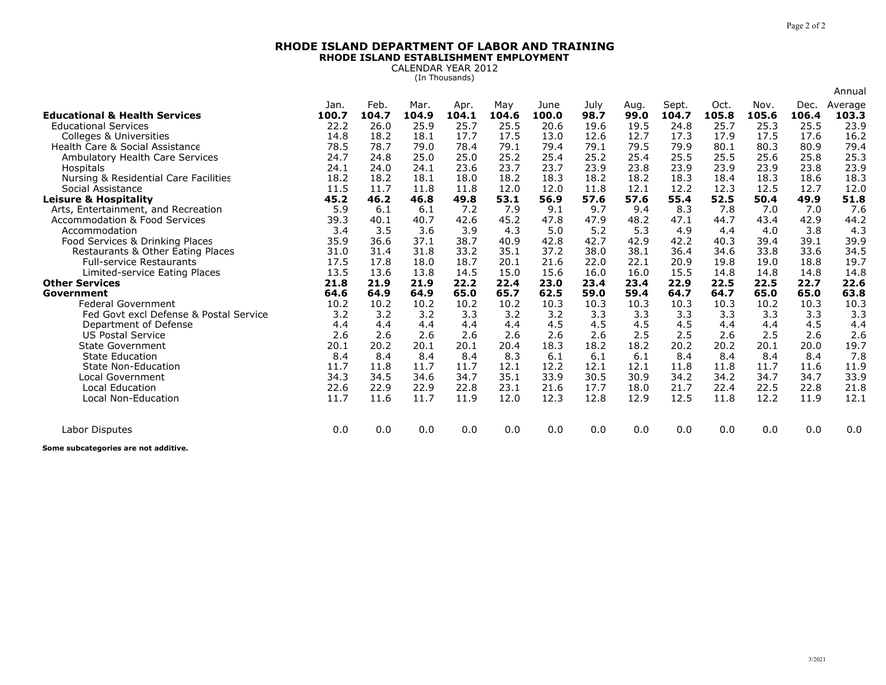# RHODE ISLAND DEPARTMENT OF LABOR AND TRAINING
## RHODE ISLAND ESTABLISHMENT EMPLOYMENT
CALENDAR YEAR 2012
(In Thousands)

| | Jan. | Feb. | Mar. | Apr. | May | June | July | Aug. | Sept. | Oct. | Nov. | Dec. | Annual Average |
|---|---|---|---|---|---|---|---|---|---|---|---|---|---|
| **Educational & Health Services** | **100.7** | **104.7** | **104.9** | **104.1** | **104.6** | **100.0** | **98.7** | **99.0** | **104.7** | **105.8** | **105.6** | **106.4** | **103.3** |
| Educational Services | 22.2 | 26.0 | 25.9 | 25.7 | 25.5 | 20.6 | 19.6 | 19.5 | 24.8 | 25.7 | 25.3 | 25.5 | 23.9 |
| Colleges & Universities | 14.8 | 18.2 | 18.1 | 17.7 | 17.5 | 13.0 | 12.6 | 12.7 | 17.3 | 17.9 | 17.5 | 17.6 | 16.2 |
| Health Care & Social Assistance | 78.5 | 78.7 | 79.0 | 78.4 | 79.1 | 79.4 | 79.1 | 79.5 | 79.9 | 80.1 | 80.3 | 80.9 | 79.4 |
| Ambulatory Health Care Services | 24.7 | 24.8 | 25.0 | 25.0 | 25.2 | 25.4 | 25.2 | 25.4 | 25.5 | 25.5 | 25.6 | 25.8 | 25.3 |
| Hospitals | 24.1 | 24.0 | 24.1 | 23.6 | 23.7 | 23.7 | 23.9 | 23.8 | 23.9 | 23.9 | 23.9 | 23.8 | 23.9 |
| Nursing & Residential Care Facilities | 18.2 | 18.2 | 18.1 | 18.0 | 18.2 | 18.3 | 18.2 | 18.2 | 18.3 | 18.4 | 18.3 | 18.6 | 18.3 |
| Social Assistance | 11.5 | 11.7 | 11.8 | 11.8 | 12.0 | 12.0 | 11.8 | 12.1 | 12.2 | 12.3 | 12.5 | 12.7 | 12.0 |
| **Leisure & Hospitality** | **45.2** | **46.2** | **46.8** | **49.8** | **53.1** | **56.9** | **57.6** | **57.6** | **55.4** | **52.5** | **50.4** | **49.9** | **51.8** |
| Arts, Entertainment, and Recreation | 5.9 | 6.1 | 6.1 | 7.2 | 7.9 | 9.1 | 9.7 | 9.4 | 8.3 | 7.8 | 7.0 | 7.0 | 7.6 |
| Accommodation & Food Services | 39.3 | 40.1 | 40.7 | 42.6 | 45.2 | 47.8 | 47.9 | 48.2 | 47.1 | 44.7 | 43.4 | 42.9 | 44.2 |
| Accommodation | 3.4 | 3.5 | 3.6 | 3.9 | 4.3 | 5.0 | 5.2 | 5.3 | 4.9 | 4.4 | 4.0 | 3.8 | 4.3 |
| Food Services & Drinking Places | 35.9 | 36.6 | 37.1 | 38.7 | 40.9 | 42.8 | 42.7 | 42.9 | 42.2 | 40.3 | 39.4 | 39.1 | 39.9 |
| Restaurants & Other Eating Places | 31.0 | 31.4 | 31.8 | 33.2 | 35.1 | 37.2 | 38.0 | 38.1 | 36.4 | 34.6 | 33.8 | 33.6 | 34.5 |
| Full-service Restaurants | 17.5 | 17.8 | 18.0 | 18.7 | 20.1 | 21.6 | 22.0 | 22.1 | 20.9 | 19.8 | 19.0 | 18.8 | 19.7 |
| Limited-service Eating Places | 13.5 | 13.6 | 13.8 | 14.5 | 15.0 | 15.6 | 16.0 | 16.0 | 15.5 | 14.8 | 14.8 | 14.8 | 14.8 |
| **Other Services** | **21.8** | **21.9** | **21.9** | **22.2** | **22.4** | **23.0** | **23.4** | **23.4** | **22.9** | **22.5** | **22.5** | **22.7** | **22.6** |
| **Government** | **64.6** | **64.9** | **64.9** | **65.0** | **65.7** | **62.5** | **59.0** | **59.4** | **64.7** | **64.7** | **65.0** | **65.0** | **63.8** |
| Federal Government | 10.2 | 10.2 | 10.2 | 10.2 | 10.2 | 10.3 | 10.3 | 10.3 | 10.3 | 10.3 | 10.2 | 10.3 | 10.3 |
| Fed Govt excl Defense & Postal Service | 3.2 | 3.2 | 3.2 | 3.3 | 3.2 | 3.2 | 3.3 | 3.3 | 3.3 | 3.3 | 3.3 | 3.3 | 3.3 |
| Department of Defense | 4.4 | 4.4 | 4.4 | 4.4 | 4.4 | 4.5 | 4.5 | 4.5 | 4.5 | 4.4 | 4.4 | 4.5 | 4.4 |
| US Postal Service | 2.6 | 2.6 | 2.6 | 2.6 | 2.6 | 2.6 | 2.6 | 2.5 | 2.5 | 2.6 | 2.5 | 2.6 | 2.6 |
| State Government | 20.1 | 20.2 | 20.1 | 20.1 | 20.4 | 18.3 | 18.2 | 18.2 | 20.2 | 20.2 | 20.1 | 20.0 | 19.7 |
| State Education | 8.4 | 8.4 | 8.4 | 8.4 | 8.3 | 6.1 | 6.1 | 6.1 | 8.4 | 8.4 | 8.4 | 8.4 | 7.8 |
| State Non-Education | 11.7 | 11.8 | 11.7 | 11.7 | 12.1 | 12.2 | 12.1 | 12.1 | 11.8 | 11.8 | 11.7 | 11.6 | 11.9 |
| Local Government | 34.3 | 34.5 | 34.6 | 34.7 | 35.1 | 33.9 | 30.5 | 30.9 | 34.2 | 34.2 | 34.7 | 34.7 | 33.9 |
| Local Education | 22.6 | 22.9 | 22.9 | 22.8 | 23.1 | 21.6 | 17.7 | 18.0 | 21.7 | 22.4 | 22.5 | 22.8 | 21.8 |
| Local Non-Education | 11.7 | 11.6 | 11.7 | 11.9 | 12.0 | 12.3 | 12.8 | 12.9 | 12.5 | 11.8 | 12.2 | 11.9 | 12.1 |
| Labor Disputes | 0.0 | 0.0 | 0.0 | 0.0 | 0.0 | 0.0 | 0.0 | 0.0 | 0.0 | 0.0 | 0.0 | 0.0 | 0.0 |

**Some subcategories are not additive.**

3/2021